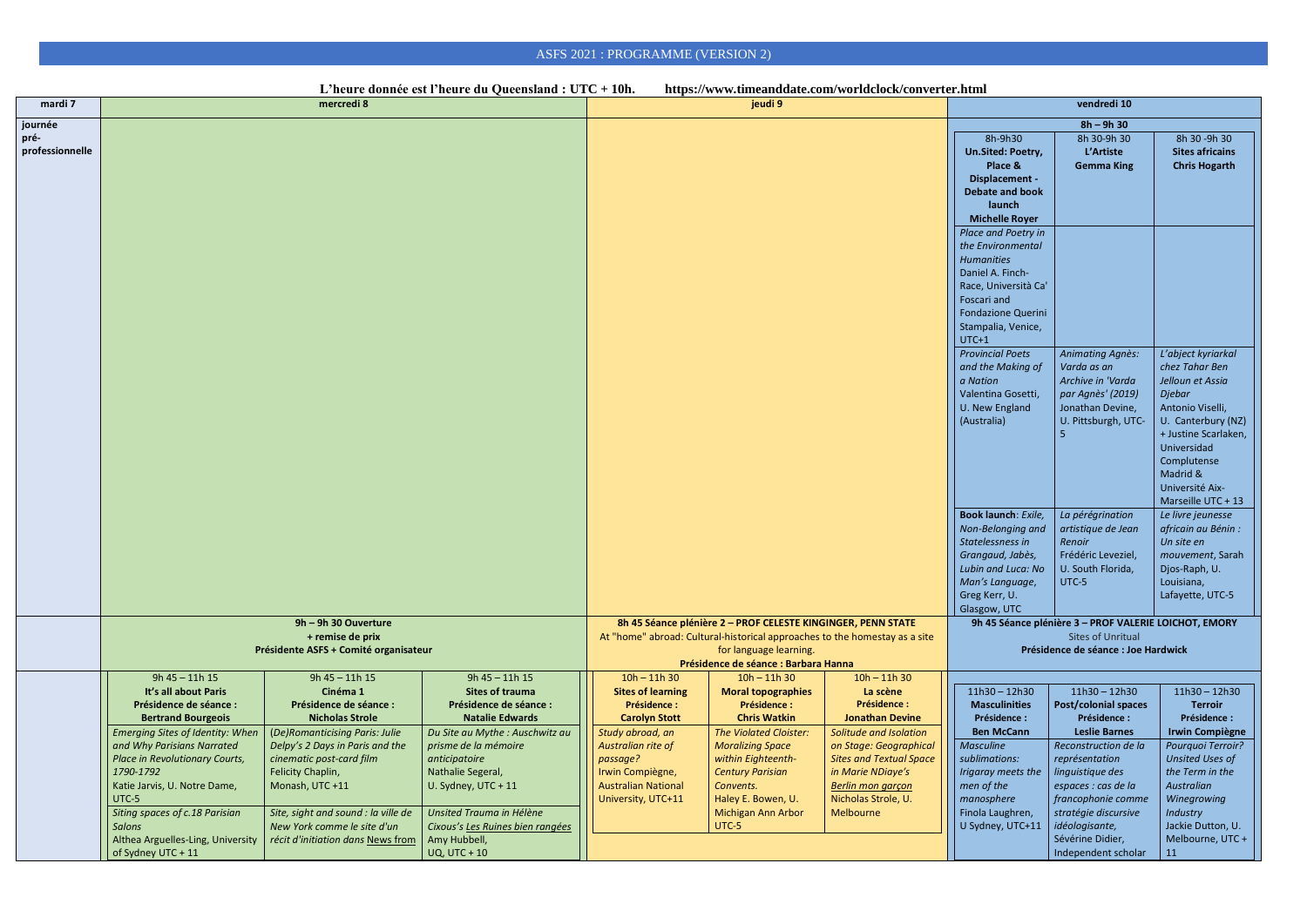# ASFS 2021 : PROGRAMME (VERSION 2)

**L'heure donnée est l'heure du Queensland : UTC + 10h.** **https://www.timeanddate.com/worldclock/converter.html**

| mardi 7 | mercredi 8 | | | jeudi 9 | | | vendredi 10 | | |
|---|---|---|---|---|---|---|---|---|---|
| journée pré-professionnelle | | | | | | | **8h – 9h 30** | | |
| | | | | | | | 8h-9h30 **Un.Sited: Poetry, Place & Displacement - Debate and book launch** **Michelle Royer** | 8h 30-9h 30 **L'Artiste** **Gemma King** | 8h 30 -9h 30 **Sites africains** **Chris Hogarth** |
| | | | | | | | *Place and Poetry in the Environmental Humanities* Daniel A. Finch-Race, Università Ca' Foscari and Fondazione Querini Stampalia, Venice, UTC+1 | | |
| | | | | | | | *Provincial Poets and the Making of a Nation* Valentina Gosetti, U. New England (Australia) | *Animating Agnès: Varda as an Archive in 'Varda par Agnès' (2019)* Jonathan Devine, U. Pittsburgh, UTC-5 | *L'object kyriarkal chez Tahar Ben Jelloun et Assia Djebar* Antonio Viselli, U. Canterbury (NZ) + Justine Scarlaken, Universidad Complutense Madrid & Université Aix-Marseille UTC + 13 |
| | | | | | | | **Book launch**: *Exile, Non-Belonging and Statelessness in Grangaud, Jabès, Lubin and Luca: No Man's Language*, Greg Kerr, U. Glasgow, UTC | *La pérégrination artistique de Jean Renoir* Frédéric Leveziel, U. South Florida, UTC-5 | *Le livre jeunesse africain au Bénin : Un site en mouvement*, Sarah Djos-Raph, U. Louisiana, Lafayette, UTC-5 |
| | **9h – 9h 30 Ouverture + remise de prix** Présidente ASFS + Comité organisateur | | | **8h 45 Séance plénière 2 – PROF CELESTE KINGINGER, PENN STATE** At "home" abroad: Cultural-historical approaches to the homestay as a site for language learning. **Présidence de séance : Barbara Hanna** | | | **9h 45 Séance plénière 3 – PROF VALERIE LOICHOT, EMORY** Sites of Unritual **Présidence de séance : Joe Hardwick** | | |
| | 9h 45 – 11h 15 **It's all about Paris** **Présidence de séance : Bertrand Bourgeois** | 9h 45 – 11h 15 **Cinéma 1** **Présidence de séance : Nicholas Strole** | 9h 45 – 11h 15 **Sites of trauma** **Présidence de séance : Natalie Edwards** | 10h – 11h 30 **Sites of learning** **Présidence : Carolyn Stott** | 10h – 11h 30 **Moral topographies** **Présidence : Chris Watkin** | 10h – 11h 30 **La scène** **Présidence : Jonathan Devine** | 11h30 – 12h30 **Masculinities** **Présidence : Ben McCann** | 11h30 – 12h30 **Post/colonial spaces** **Présidence : Leslie Barnes** | 11h30 – 12h30 **Terroir** **Présidence : Irwin Compiègne** |
| | *Emerging Sites of Identity: When and Why Parisians Narrated Place in Revolutionary Courts, 1790-1792* Katie Jarvis, U. Notre Dame, UTC-5 | *(De)Romanticising Paris: Julie Delpy's 2 Days in Paris and the cinematic post-card film* Felicity Chaplin, Monash, UTC +11 | *Du Site au Mythe : Auschwitz au prisme de la mémoire anticipatoire* Nathalie Segeral, U. Sydney, UTC + 11 | *Study abroad, an Australian rite of passage?* Irwin Compiègne, Australian National University, UTC+11 | *The Violated Cloister: Moralizing Space within Eighteenth-Century Parisian Convents.* Haley E. Bowen, U. Michigan Ann Arbor UTC-5 | *Solitude and Isolation on Stage: Geographical Sites and Textual Space in Marie NDiaye's Berlin mon garçon* Nicholas Strole, U. Melbourne | *Masculine sublimations: Irigaray meets the men of the manosphere* Finola Laughren, U Sydney, UTC+11 | *Reconstruction de la représentation linguistique des espaces : cas de la francophonie comme stratégie discursive idéologisante*, Sévérine Didier, Independent scholar | *Pourquoi Terroir? Unsited Uses of the Term in the Australian Winegrowing Industry* Jackie Dutton, U. Melbourne, UTC + 11 |
| | *Siting spaces of c.18 Parisian Salons* Althea Arguelles-Ling, University of Sydney UTC + 11 | *Site, sight and sound : la ville de New York comme le site d'initiation dans News from* | *Unsited Trauma in Hélène Cixous's Les Ruines bien rangées* Amy Hubbell, UQ, UTC + 10 | | | | | | |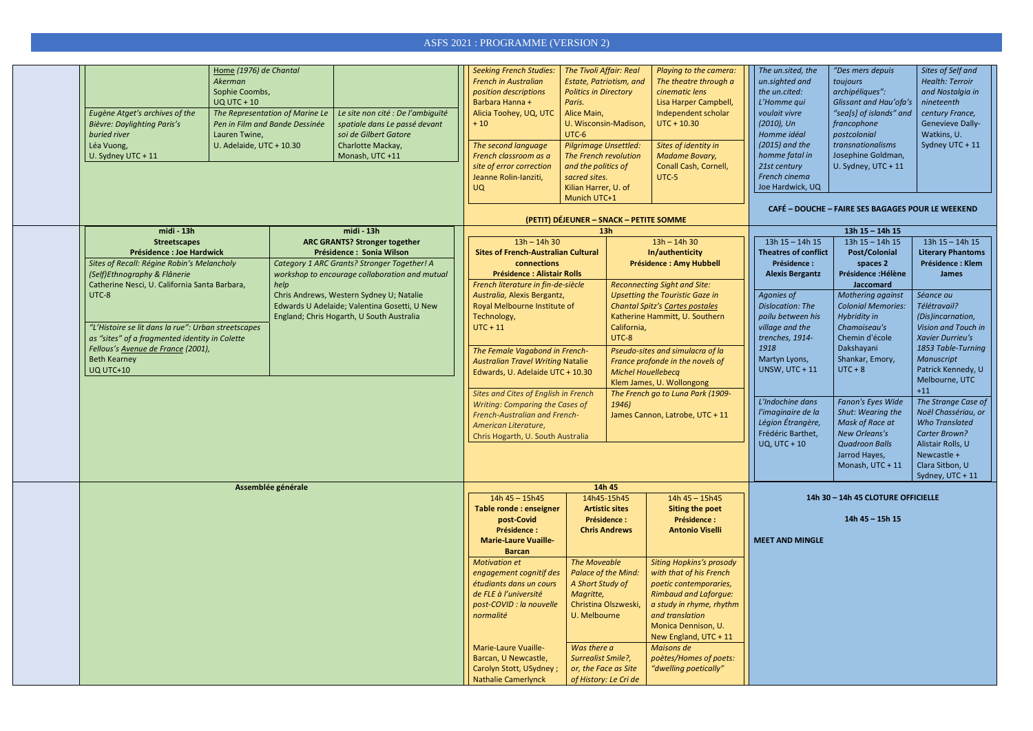# ASFS 2021 : PROGRAMME (VERSION 2)

| | | |
|---|---|---|
| | *Home (1976) de Chantal Akerman*<br>Sophie Coombs,<br>UQ UTC + 10 | |
| *Eugène Atget's archives of the Bièvre: Daylighting Paris's buried river*<br>Léa Vuong,<br>U. Sydney UTC + 11 | *The Representation of Marine Le Pen in Film and Bande Dessinée*<br>Lauren Twine,<br>U. Adelaide, UTC + 10.30 | *Le site non cité : De l'ambiguïté spatiale dans Le passé devant soi de Gilbert Gatore*<br>Charlotte Mackay,<br>Monash, UTC +11 |

| | | |
|---|---|---|
| *Seeking French Studies: French in Australian position descriptions*<br>Barbara Hanna +<br>Alicia Toohey, UQ, UTC + 10 | *The Tivoli Affair: Real Estate, Patriotism, and Politics in Directory Paris.*<br>Alice Main,<br>U. Wisconsin-Madison, UTC-6 | *Playing to the camera: The theatre through a cinematic lens*<br>Lisa Harper Campbell,<br>Independent scholar<br>UTC + 10.30 |
| *The second language French classroom as a site of error correction*<br>Jeanne Rolin-Ianziti,<br>UQ | *Pilgrimage Unsettled: The French revolution and the politics of sacred sites.*<br>Kilian Harrer, U. of Munich UTC+1 | *Sites of identity in Madame Bovary,*<br>Conall Cash, Cornell,<br>UTC-5 |

**(PETIT) DÉJEUNER – SNACK – PETITE SOMME**

| | | |
|---|---|---|
| *The un.sited, the un.sighted and the un.cited: L'Homme qui voulait vivre (2010), Un Homme idéal (2015) and the homme fatal in 21st century French cinema*<br>Joe Hardwick, UQ | *"Des mers depuis toujours archipéliques": Glissant and Hau'ofa's "sea[s] of islands" and francophone postcolonial transnationalisms*<br>Josephine Goldman,<br>U. Sydney, UTC + 11 | *Sites of Self and Health: Terroir and Nostalgia in nineteenth century France,*<br>Genevieve Dally-Watkins, U. Sydney UTC + 11 |

**CAFÉ – DOUCHE – FAIRE SES BAGAGES POUR LE WEEKEND**

## midi - 13h

| **Streetscapes**<br>**Présidence : Joe Hardwick** | **ARC GRANTS? Stronger together**<br>**Présidence : Sonia Wilson** |
|---|---|
| *Sites of Recall: Régine Robin's Melancholy (Self)Ethnography & Flânerie*<br>Catherine Nesci, U. California Santa Barbara, UTC-8 | *Category 1 ARC Grants? Stronger Together! A workshop to encourage collaboration and mutual help*<br>Chris Andrews, Western Sydney U; Natalie Edwards U Adelaide; Valentina Gosetti, U New England; Chris Hogarth, U South Australia |
| *"L'Histoire se lit dans la rue": Urban streetscapes as "sites" of a fragmented identity in Colette Fellous's Avenue de France (2001),*<br>Beth Kearney<br>UQ UTC+10 | |

## 13h

| **13h – 14h 30**<br>**Sites of French-Australian Cultural connections**<br>**Présidence : Alistair Rolls** | **13h – 14h 30**<br>**In/authenticity**<br>**Présidence : Amy Hubbell** |
|---|---|
| *French literature in fin-de-siècle Australia,* Alexis Bergantz,<br>Royal Melbourne Institute of Technology,<br>UTC + 11 | *Reconnecting Sight and Site: Upsetting the Touristic Gaze in Chantal Spitz's Cartes postales*<br>Katherine Hammitt, U. Southern California,<br>UTC-8 |
| *The Female Vagabond in French-Australian Travel Writing* Natalie Edwards, U. Adelaide UTC + 10.30 | *Pseudo-sites and simulacra of la France profonde in the novels of Michel Houellebecq*<br>Klem James, U. Wollongong |
| *Sites and Cites of English in French Writing: Comparing the Cases of French-Australian and French-American Literature,*<br>Chris Hogarth, U. South Australia | *The French go to Luna Park (1909-1946)*<br>James Cannon, Latrobe, UTC + 11 |

## 13h 15 – 14h 15

| **13h 15 – 14h 15**<br>**Theatres of conflict**<br>**Présidence : Alexis Bergantz** | **13h 15 – 14h 15**<br>**Post/Colonial spaces 2**<br>**Présidence :Hélène Jaccomard** | **13h 15 – 14h 15**<br>**Literary Phantoms**<br>**Présidence : Klem James** |
|---|---|---|
| *Agonies of Dislocation: The poilu between his village and the trenches, 1914-1918*<br>Martyn Lyons,<br>UNSW, UTC + 11 | *Mothering against Colonial Memories: Hybridity in Chamoiseau's* Chemin d'école<br>Dakshayani Shankar, Emory,<br>UTC + 8 | *Séance ou Télétravail? (Dis)incarnation, Vision and Touch in Xavier Durrieu's 1853 Table-Turning Manuscript*<br>Patrick Kennedy, U Melbourne, UTC +11 |
| *L'Indochine dans l'imaginaire de la Légion Étrangère,*<br>Frédéric Barthet,<br>UQ, UTC + 10 | *Fanon's Eyes Wide Shut: Wearing the Mask of Race at New Orleans's Quadroon Balls*<br>Jarrod Hayes,<br>Monash, UTC + 11 | *The Strange Case of Noël Chassériau, or Who Translated Carter Brown?*<br>Alistair Rolls, U Newcastle +<br>Clara Sitbon, U Sydney, UTC + 11 |

**Assemblée générale**

## 14h 45

| **14h 45 – 15h45**<br>**Table ronde : enseigner post-Covid**<br>**Présidence : Marie-Laure Vuaille-Barcan** | **14h45-15h45**<br>**Artistic sites**<br>**Présidence : Chris Andrews** | **14h 45 – 15h45**<br>**Siting the poet**<br>**Présidence : Antonio Viselli** |
|---|---|---|
| *Motivation et engagement cognitif des étudiants dans un cours de FLE à l'université post-COVID : la nouvelle normalité* | *The Moveable Palace of the Mind: A Short Study of Magritte,*<br>Christina Olszewski,<br>U. Melbourne | *Siting Hopkins's prosody with that of his French poetic contemporaries, Rimbaud and Laforgue: a study in rhyme, rhythm and translation*<br>Monica Dennison, U. New England, UTC + 11 |
| Marie-Laure Vuaille-Barcan, U Newcastle, Carolyn Stott, USydney ; Nathalie Camerlynck | *Was there a Surrealist Smile?, or, the Face as Site of History: Le Cri de* | *Maisons de poètes/Homes of poets: "dwelling poetically"* |

**14h 30 – 14h 45 CLOTURE OFFICIELLE**

**14h 45 – 15h 15**

**MEET AND MINGLE**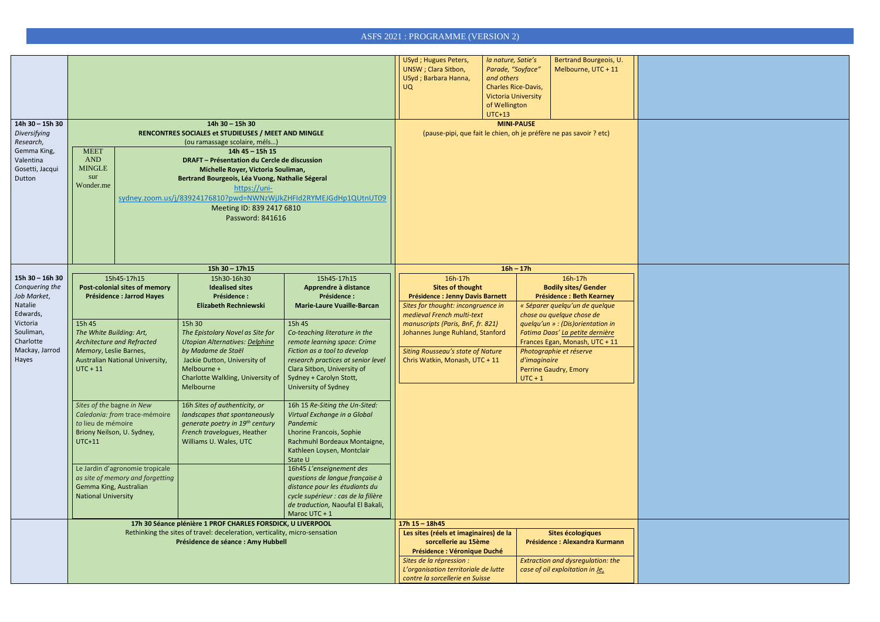# ASFS 2021 : PROGRAMME (VERSION 2)

| | | | | | |
|---|---|---|---|---|---|
| | | USyd ; Hugues Peters, UNSW ; Clara Sitbon, USyd ; Barbara Hanna, UQ | *la nature, Satie's Parade, "Soyface" and others* Charles Rice-Davis, Victoria University of Wellington UTC+13 | Bertrand Bourgeois, U. Melbourne, UTC + 11 | |
| **14h 30 – 15h 30** *Diversifying Research,* Gemma King, Valentina Gosetti, Jacqui Dutton | **14h 30 – 15h 30** **RENCONTRES SOCIALES et STUDIEUSES / MEET AND MINGLE** (ou ramassage scolaire, méls…) MEET AND MINGLE sur Wonder.me **14h 45 – 15h 15** **DRAFT – Présentation du Cercle de discussion** **Michelle Royer, Victoria Souliman, Bertrand Bourgeois, Léa Vuong, Nathalie Ségeral** https://uni-sydney.zoom.us/j/83924176810?pwd=NWNzWjJkZHFId2RYMEJGdHp1QUtnUT09 Meeting ID: 839 2417 6810 Password: 841616 | **MINI-PAUSE** (pause-pipi, que fait le chien, oh je préfère ne pas savoir ? etc) | | | |

| | **15h 30 – 17h15** | | | **16h – 17h** | | |
|---|---|---|---|---|---|---|
| **15h 30 – 16h 30** *Conquering the Job Market,* Natalie Edwards, Victoria Souliman, Charlotte Mackay, Jarrod Hayes | 15h45-17h15 **Post-colonial sites of memory** **Présidence : Jarrod Hayes** | 15h30-16h30 **Idealised sites** **Présidence : Elizabeth Rechniewski** | 15h45-17h15 **Apprendre à distance** **Présidence : Marie-Laure Vuaille-Barcan** | 16h-17h **Sites of thought** **Présidence : Jenny Davis Barnett** | 16h-17h **Bodily sites/ Gender** **Présidence : Beth Kearney** | |
| | 15h 45 *The White Building: Art, Architecture and Refracted Memory*, Leslie Barnes, Australian National University, UTC + 11 | 15h 30 *The Epistolary Novel as Site for Utopian Alternatives: Delphine by Madame de Staël* Jackie Dutton, University of Melbourne + Charlotte Walkling, University of Melbourne | 15h 45 *Co-teaching literature in the remote learning space: Crime Fiction as a tool to develop research practices at senior level* Clara Sitbon, University of Sydney + Carolyn Stott, University of Sydney | *Sites for thought: incongruence in medieval French multi-text manuscripts (Paris, BnF, fr. 821)* Johannes Junge Ruhland, Stanford | *« Séparer quelqu'un de quelque chose ou quelque chose de quelqu'un » : (Dis)orientation in Fatima Daas' La petite dernière* Frances Egan, Monash, UTC + 11 | |
| | *Sites of the* bagne *in New Caledonia: from* trace-mémoire *to* lieu de mémoire Briony Neilson, U. Sydney, UTC+11 | 16h *Sites of authenticity, or landscapes that spontaneously generate poetry in 19th century French travelogues*, Heather Williams U. Wales, UTC | 16h 15 *Re-Siting the Un-Sited: Virtual Exchange in a Global Pandemic* Lhorine Francois, Sophie Rachmuhl Bordeaux Montaigne, Kathleen Loysen, Montclair State U | *Siting Rousseau's state of Nature* Chris Watkin, Monash, UTC + 11 | *Photographie et réserve d'imaginaire* Perrine Gaudry, Emory UTC + 1 | |
| | Le Jardin d'agronomie tropicale *as site of memory and forgetting* Gemma King, Australian National University | | 16h45 *L'enseignement des questions de langue française à distance pour les étudiants du cycle supérieur : cas de la filière de traduction,* Naoufal El Bakali, Maroc UTC + 1 | | | |
| | **17h 30 Séance plénière 1 PROF CHARLES FORSDICK, U LIVERPOOL** Rethinking the sites of travel: deceleration, verticality, micro-sensation **Présidence de séance : Amy Hubbell** | | | **17h 15 – 18h45** **Les sites (réels et imaginaires) de la sorcellerie au 15ème** **Présidence : Véronique Duché** *Sites de la répression : L'organisation territoriale de lutte contre la sorcellerie en Suisse* | **Sites écologiques** **Présidence : Alexandra Kurmann** *Extraction and dysregulation: the case of oil exploitation in Je,* | |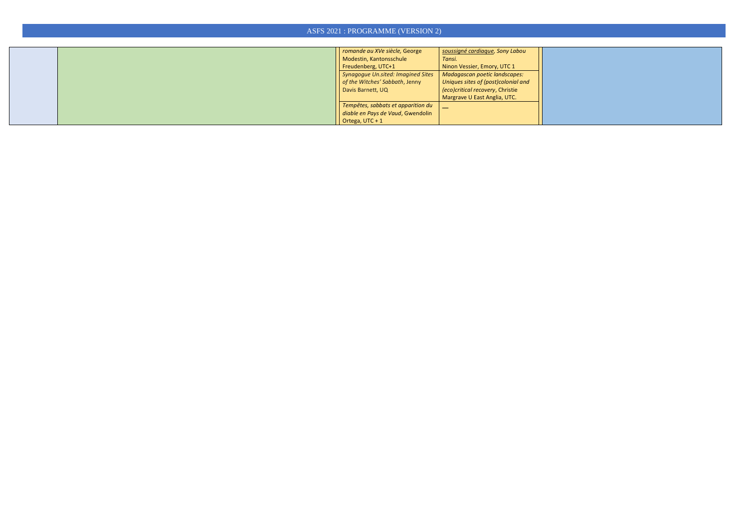| | | | | | | |
|---|---|---|---|---|---|---|
| | | | *romande au XVe siècle*, George Modestin, Kantonsschule Freudenberg, UTC+1 | *soussigné cardiaque, Sony Labou Tansi.* Ninon Vessier, Emory, UTC 1 | | |
| | | | *Synagogue Un.sited: Imagined Sites of the Witches' Sabbath*, Jenny Davis Barnett, UQ | *Madagascan poetic landscapes: Uniques sites of (post)colonial and (eco)critical recovery*, Christie Margrave U East Anglia, UTC. | | |
| | | | *Tempêtes, sabbats et apparition du diable en Pays de Vaud*, Gwendolin Ortega, UTC + 1 | — | | |